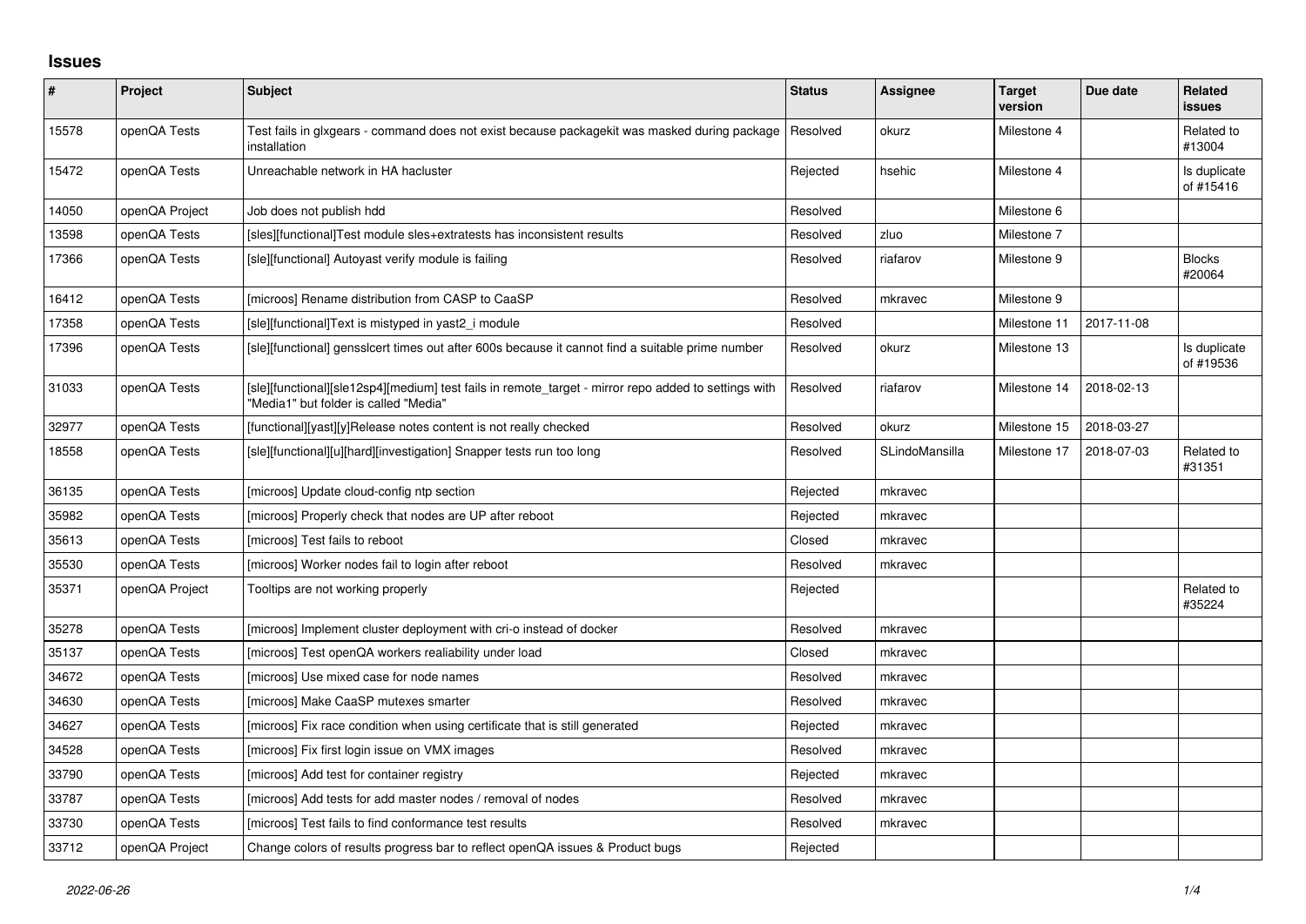## Issues

| # | Project | Subject | Status | Assignee | Target version | Due date | Related issues |
|---|---|---|---|---|---|---|---|
| 15578 | openQA Tests | Test fails in glxgears - command does not exist because packagekit was masked during package installation | Resolved | okurz | Milestone 4 | | Related to #13004 |
| 15472 | openQA Tests | Unreachable network in HA hacluster | Rejected | hsehic | Milestone 4 | | Is duplicate of #15416 |
| 14050 | openQA Project | Job does not publish hdd | Resolved | | Milestone 6 | | |
| 13598 | openQA Tests | [sles][functional]Test module sles+extratests has inconsistent results | Resolved | zluo | Milestone 7 | | |
| 17366 | openQA Tests | [sle][functional] Autoyast verify module is failing | Resolved | riafarov | Milestone 9 | | Blocks #20064 |
| 16412 | openQA Tests | [microos] Rename distribution from CASP to CaaSP | Resolved | mkravec | Milestone 9 | | |
| 17358 | openQA Tests | [sle][functional]Text is mistyped in yast2_i module | Resolved | | Milestone 11 | 2017-11-08 | |
| 17396 | openQA Tests | [sle][functional] gensslcert times out after 600s because it cannot find a suitable prime number | Resolved | okurz | Milestone 13 | | Is duplicate of #19536 |
| 31033 | openQA Tests | [sle][functional][sle12sp4][medium] test fails in remote_target - mirror repo added to settings with "Media1" but folder is called "Media" | Resolved | riafarov | Milestone 14 | 2018-02-13 | |
| 32977 | openQA Tests | [functional][yast][y]Release notes content is not really checked | Resolved | okurz | Milestone 15 | 2018-03-27 | |
| 18558 | openQA Tests | [sle][functional][u][hard][investigation] Snapper tests run too long | Resolved | SLindoMansilla | Milestone 17 | 2018-07-03 | Related to #31351 |
| 36135 | openQA Tests | [microos] Update cloud-config ntp section | Rejected | mkravec | | | |
| 35982 | openQA Tests | [microos] Properly check that nodes are UP after reboot | Rejected | mkravec | | | |
| 35613 | openQA Tests | [microos] Test fails to reboot | Closed | mkravec | | | |
| 35530 | openQA Tests | [microos] Worker nodes fail to login after reboot | Resolved | mkravec | | | |
| 35371 | openQA Project | Tooltips are not working properly | Rejected | | | | Related to #35224 |
| 35278 | openQA Tests | [microos] Implement cluster deployment with cri-o instead of docker | Resolved | mkravec | | | |
| 35137 | openQA Tests | [microos] Test openQA workers realiability under load | Closed | mkravec | | | |
| 34672 | openQA Tests | [microos] Use mixed case for node names | Resolved | mkravec | | | |
| 34630 | openQA Tests | [microos] Make CaaSP mutexes smarter | Resolved | mkravec | | | |
| 34627 | openQA Tests | [microos] Fix race condition when using certificate that is still generated | Rejected | mkravec | | | |
| 34528 | openQA Tests | [microos] Fix first login issue on VMX images | Resolved | mkravec | | | |
| 33790 | openQA Tests | [microos] Add test for container registry | Rejected | mkravec | | | |
| 33787 | openQA Tests | [microos] Add tests for add master nodes / removal of nodes | Resolved | mkravec | | | |
| 33730 | openQA Tests | [microos] Test fails to find conformance test results | Resolved | mkravec | | | |
| 33712 | openQA Project | Change colors of results progress bar to reflect openQA issues & Product bugs | Rejected | | | | |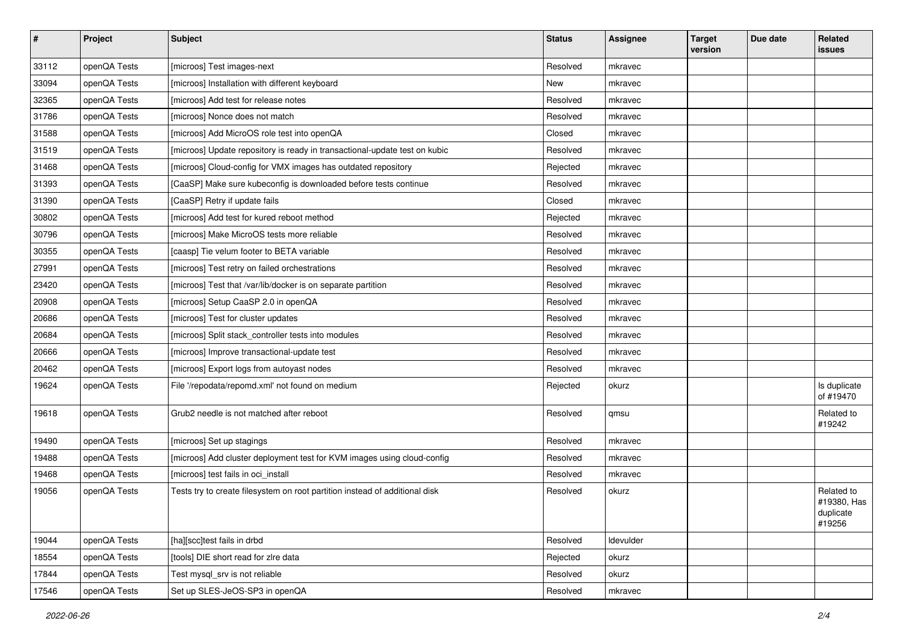| # | Project | Subject | Status | Assignee | Target version | Due date | Related issues |
|---|---|---|---|---|---|---|---|
| 33112 | openQA Tests | [microos] Test images-next | Resolved | mkravec | | | |
| 33094 | openQA Tests | [microos] Installation with different keyboard | New | mkravec | | | |
| 32365 | openQA Tests | [microos] Add test for release notes | Resolved | mkravec | | | |
| 31786 | openQA Tests | [microos] Nonce does not match | Resolved | mkravec | | | |
| 31588 | openQA Tests | [microos] Add MicroOS role test into openQA | Closed | mkravec | | | |
| 31519 | openQA Tests | [microos] Update repository is ready in transactional-update test on kubic | Resolved | mkravec | | | |
| 31468 | openQA Tests | [microos] Cloud-config for VMX images has outdated repository | Rejected | mkravec | | | |
| 31393 | openQA Tests | [CaaSP] Make sure kubeconfig is downloaded before tests continue | Resolved | mkravec | | | |
| 31390 | openQA Tests | [CaaSP] Retry if update fails | Closed | mkravec | | | |
| 30802 | openQA Tests | [microos] Add test for kured reboot method | Rejected | mkravec | | | |
| 30796 | openQA Tests | [microos] Make MicroOS tests more reliable | Resolved | mkravec | | | |
| 30355 | openQA Tests | [caasp] Tie velum footer to BETA variable | Resolved | mkravec | | | |
| 27991 | openQA Tests | [microos] Test retry on failed orchestrations | Resolved | mkravec | | | |
| 23420 | openQA Tests | [microos] Test that /var/lib/docker is on separate partition | Resolved | mkravec | | | |
| 20908 | openQA Tests | [microos] Setup CaaSP 2.0 in openQA | Resolved | mkravec | | | |
| 20686 | openQA Tests | [microos] Test for cluster updates | Resolved | mkravec | | | |
| 20684 | openQA Tests | [microos] Split stack_controller tests into modules | Resolved | mkravec | | | |
| 20666 | openQA Tests | [microos] Improve transactional-update test | Resolved | mkravec | | | |
| 20462 | openQA Tests | [microos] Export logs from autoyast nodes | Resolved | mkravec | | | |
| 19624 | openQA Tests | File '/repodata/repomd.xml' not found on medium | Rejected | okurz | | | Is duplicate of #19470 |
| 19618 | openQA Tests | Grub2 needle is not matched after reboot | Resolved | qmsu | | | Related to #19242 |
| 19490 | openQA Tests | [microos] Set up stagings | Resolved | mkravec | | | |
| 19488 | openQA Tests | [microos] Add cluster deployment test for KVM images using cloud-config | Resolved | mkravec | | | |
| 19468 | openQA Tests | [microos] test fails in oci_install | Resolved | mkravec | | | |
| 19056 | openQA Tests | Tests try to create filesystem on root partition instead of additional disk | Resolved | okurz | | | Related to #19380, Has duplicate #19256 |
| 19044 | openQA Tests | [ha][scc]test fails in drbd | Resolved | ldevulder | | | |
| 18554 | openQA Tests | [tools] DIE short read for zlre data | Rejected | okurz | | | |
| 17844 | openQA Tests | Test mysql_srv is not reliable | Resolved | okurz | | | |
| 17546 | openQA Tests | Set up SLES-JeOS-SP3 in openQA | Resolved | mkravec | | | |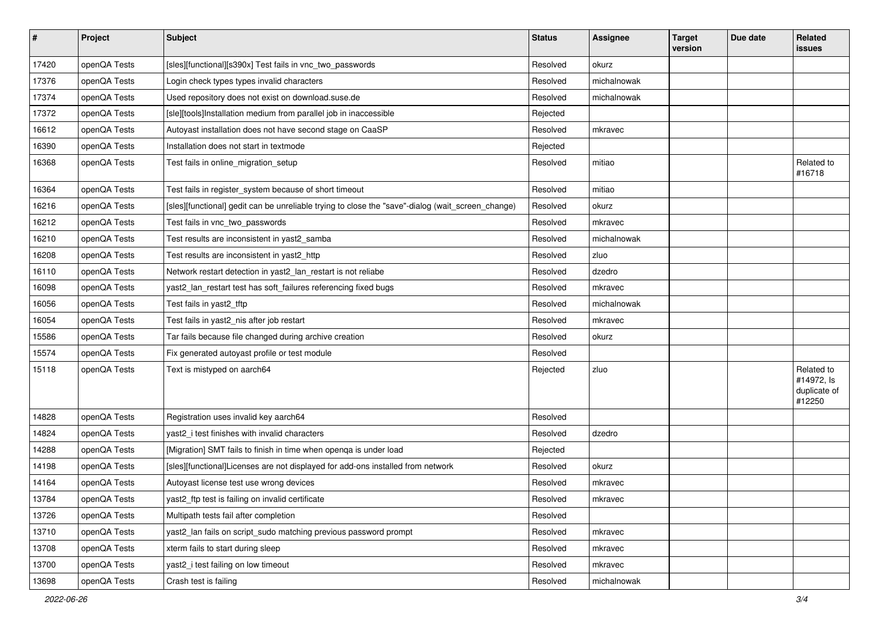| # | Project | Subject | Status | Assignee | Target version | Due date | Related issues |
|---|---|---|---|---|---|---|---|
| 17420 | openQA Tests | [sles][functional][s390x] Test fails in vnc_two_passwords | Resolved | okurz | | | |
| 17376 | openQA Tests | Login check types types invalid characters | Resolved | michalnowak | | | |
| 17374 | openQA Tests | Used repository does not exist on download.suse.de | Resolved | michalnowak | | | |
| 17372 | openQA Tests | [sle][tools]Installation medium from parallel job in inaccessible | Rejected | | | | |
| 16612 | openQA Tests | Autoyast installation does not have second stage on CaaSP | Resolved | mkravec | | | |
| 16390 | openQA Tests | Installation does not start in textmode | Rejected | | | | |
| 16368 | openQA Tests | Test fails in online_migration_setup | Resolved | mitiao | | | Related to #16718 |
| 16364 | openQA Tests | Test fails in register_system because of short timeout | Resolved | mitiao | | | |
| 16216 | openQA Tests | [sles][functional] gedit can be unreliable trying to close the "save"-dialog (wait_screen_change) | Resolved | okurz | | | |
| 16212 | openQA Tests | Test fails in vnc_two_passwords | Resolved | mkravec | | | |
| 16210 | openQA Tests | Test results are inconsistent in yast2_samba | Resolved | michalnowak | | | |
| 16208 | openQA Tests | Test results are inconsistent in yast2_http | Resolved | zluo | | | |
| 16110 | openQA Tests | Network restart detection in yast2_lan_restart is not reliabe | Resolved | dzedro | | | |
| 16098 | openQA Tests | yast2_lan_restart test has soft_failures referencing fixed bugs | Resolved | mkravec | | | |
| 16056 | openQA Tests | Test fails in yast2_tftp | Resolved | michalnowak | | | |
| 16054 | openQA Tests | Test fails in yast2_nis after job restart | Resolved | mkravec | | | |
| 15586 | openQA Tests | Tar fails because file changed during archive creation | Resolved | okurz | | | |
| 15574 | openQA Tests | Fix generated autoyast profile or test module | Resolved | | | | |
| 15118 | openQA Tests | Text is mistyped on aarch64 | Rejected | zluo | | | Related to #14972, Is duplicate of #12250 |
| 14828 | openQA Tests | Registration uses invalid key aarch64 | Resolved | | | | |
| 14824 | openQA Tests | yast2_i test finishes with invalid characters | Resolved | dzedro | | | |
| 14288 | openQA Tests | [Migration] SMT fails to finish in time when openqa is under load | Rejected | | | | |
| 14198 | openQA Tests | [sles][functional]Licenses are not displayed for add-ons installed from network | Resolved | okurz | | | |
| 14164 | openQA Tests | Autoyast license test use wrong devices | Resolved | mkravec | | | |
| 13784 | openQA Tests | yast2_ftp test is failing on invalid certificate | Resolved | mkravec | | | |
| 13726 | openQA Tests | Multipath tests fail after completion | Resolved | | | | |
| 13710 | openQA Tests | yast2_lan fails on script_sudo matching previous password prompt | Resolved | mkravec | | | |
| 13708 | openQA Tests | xterm fails to start during sleep | Resolved | mkravec | | | |
| 13700 | openQA Tests | yast2_i test failing on low timeout | Resolved | mkravec | | | |
| 13698 | openQA Tests | Crash test is failing | Resolved | michalnowak | | | |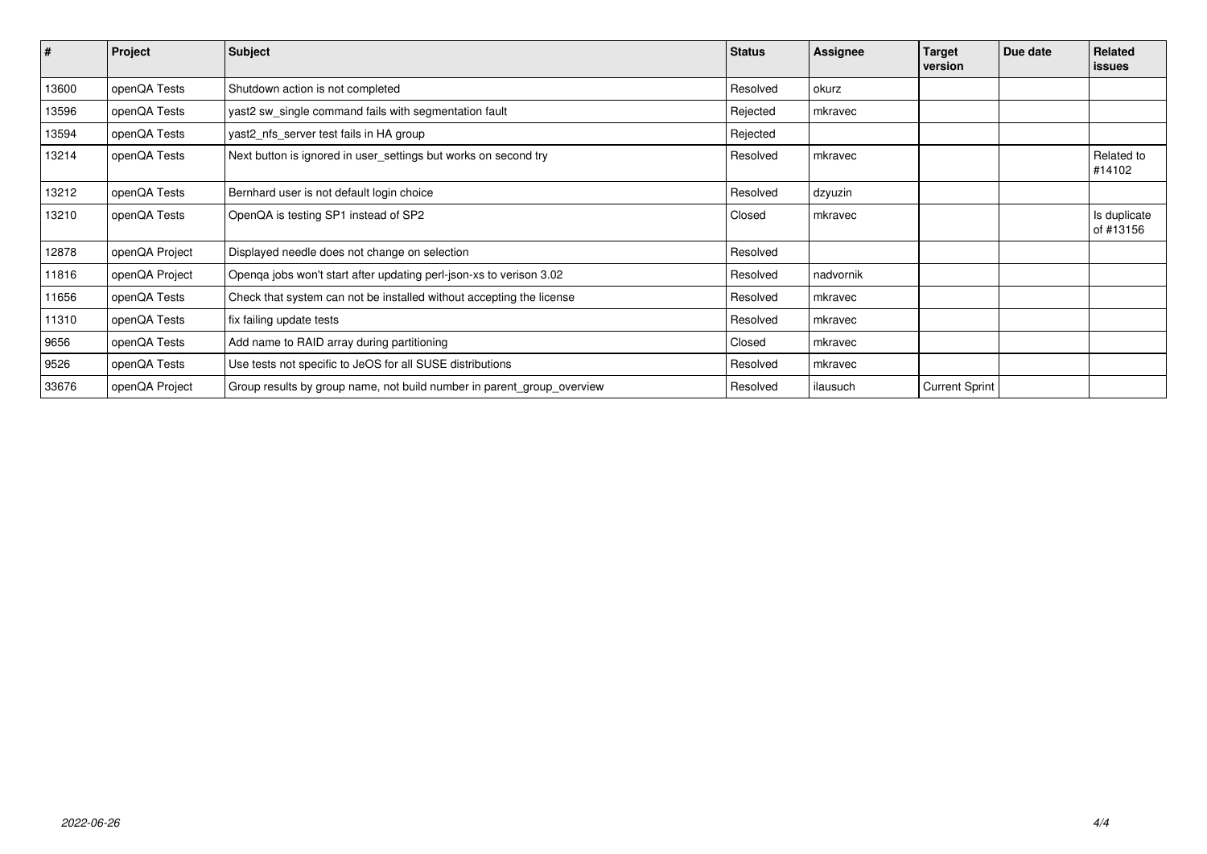| # | Project | Subject | Status | Assignee | Target version | Due date | Related issues |
|---|---|---|---|---|---|---|---|
| 13600 | openQA Tests | Shutdown action is not completed | Resolved | okurz | | | |
| 13596 | openQA Tests | yast2 sw_single command fails with segmentation fault | Rejected | mkravec | | | |
| 13594 | openQA Tests | yast2_nfs_server test fails in HA group | Rejected | | | | |
| 13214 | openQA Tests | Next button is ignored in user_settings but works on second try | Resolved | mkravec | | | Related to #14102 |
| 13212 | openQA Tests | Bernhard user is not default login choice | Resolved | dzyuzin | | | |
| 13210 | openQA Tests | OpenQA is testing SP1 instead of SP2 | Closed | mkravec | | | Is duplicate of #13156 |
| 12878 | openQA Project | Displayed needle does not change on selection | Resolved | | | | |
| 11816 | openQA Project | Openqa jobs won't start after updating perl-json-xs to verison 3.02 | Resolved | nadvornik | | | |
| 11656 | openQA Tests | Check that system can not be installed without accepting the license | Resolved | mkravec | | | |
| 11310 | openQA Tests | fix failing update tests | Resolved | mkravec | | | |
| 9656 | openQA Tests | Add name to RAID array during partitioning | Closed | mkravec | | | |
| 9526 | openQA Tests | Use tests not specific to JeOS for all SUSE distributions | Resolved | mkravec | | | |
| 33676 | openQA Project | Group results by group name, not build number in parent_group_overview | Resolved | ilausuch | Current Sprint | | |

*2022-06-26*